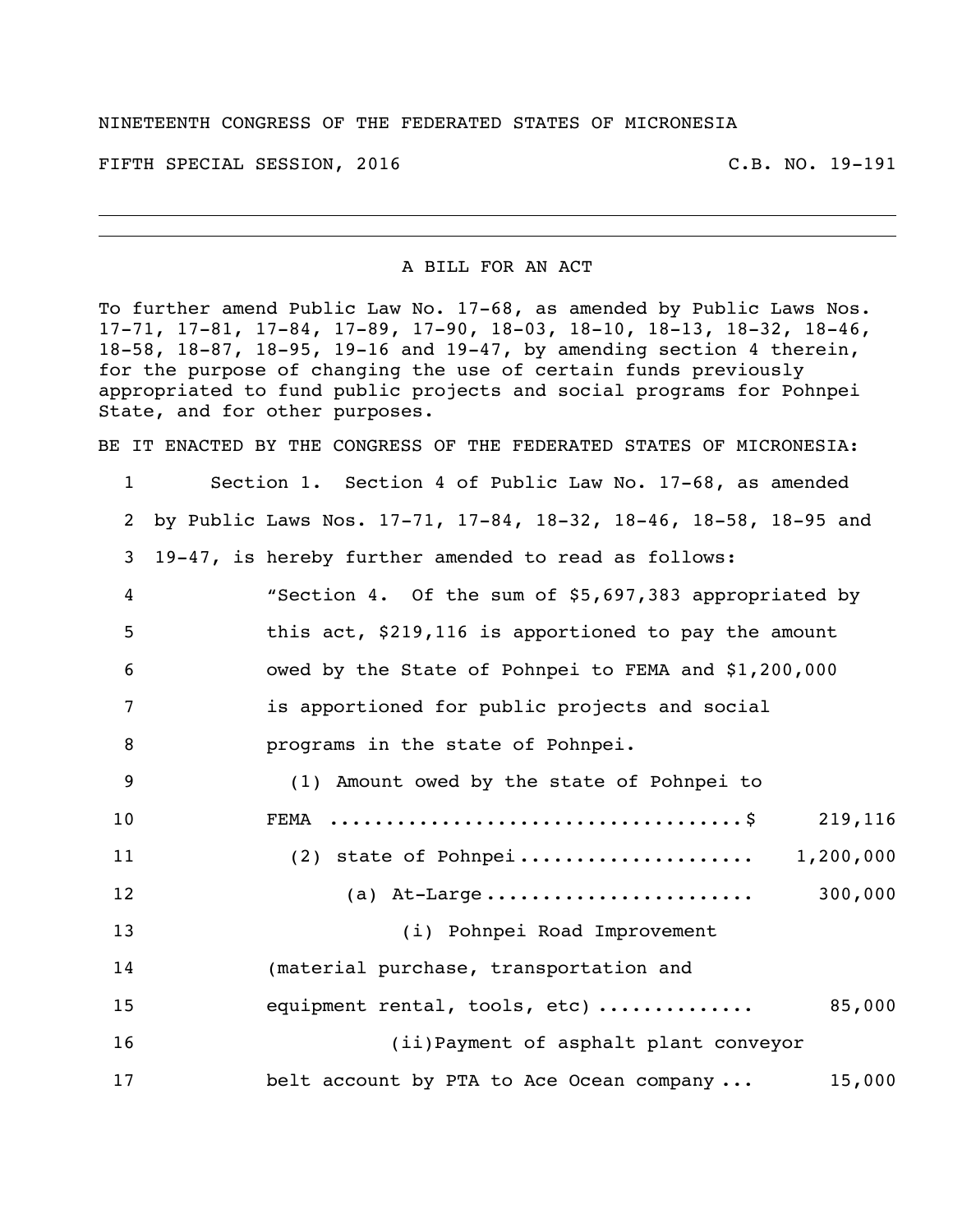NINETEENTH CONGRESS OF THE FEDERATED STATES OF MICRONESIA

FIFTH SPECIAL SESSION, 2016 C.B. NO. 19-191

---

A BILL FOR AN ACT

To further amend Public Law No. 17-68, as amended by Public Laws Nos. 17-71, 17-81, 17-84, 17-89, 17-90, 18-03, 18-10, 18-13, 18-32, 18-46, 18-58, 18-87, 18-95, 19-16 and 19-47, by amending section 4 therein, for the purpose of changing the use of certain funds previously appropriated to fund public projects and social programs for Pohnpei State, and for other purposes.

BE IT ENACTED BY THE CONGRESS OF THE FEDERATED STATES OF MICRONESIA:

1 Section 1. Section 4 of Public Law No. 17-68, as amended
2 by Public Laws Nos. 17-71, 17-84, 18-32, 18-46, 18-58, 18-95 and
3 19-47, is hereby further amended to read as follows:
4 "Section 4. Of the sum of $5,697,383 appropriated by
5 this act, $219,116 is apportioned to pay the amount
6 owed by the State of Pohnpei to FEMA and $1,200,000
7 is apportioned for public projects and social
8 programs in the state of Pohnpei.
9 (1) Amount owed by the state of Pohnpei to
10 FEMA ....................................$ 219,116
11 (2) state of Pohnpei..................... 1,200,000
12 (a) At-Large ....................... 300,000
13 (i) Pohnpei Road Improvement
14 (material purchase, transportation and
15 equipment rental, tools, etc) ............. 85,000
16 (ii)Payment of asphalt plant conveyor
17 belt account by PTA to Ace Ocean company ... 15,000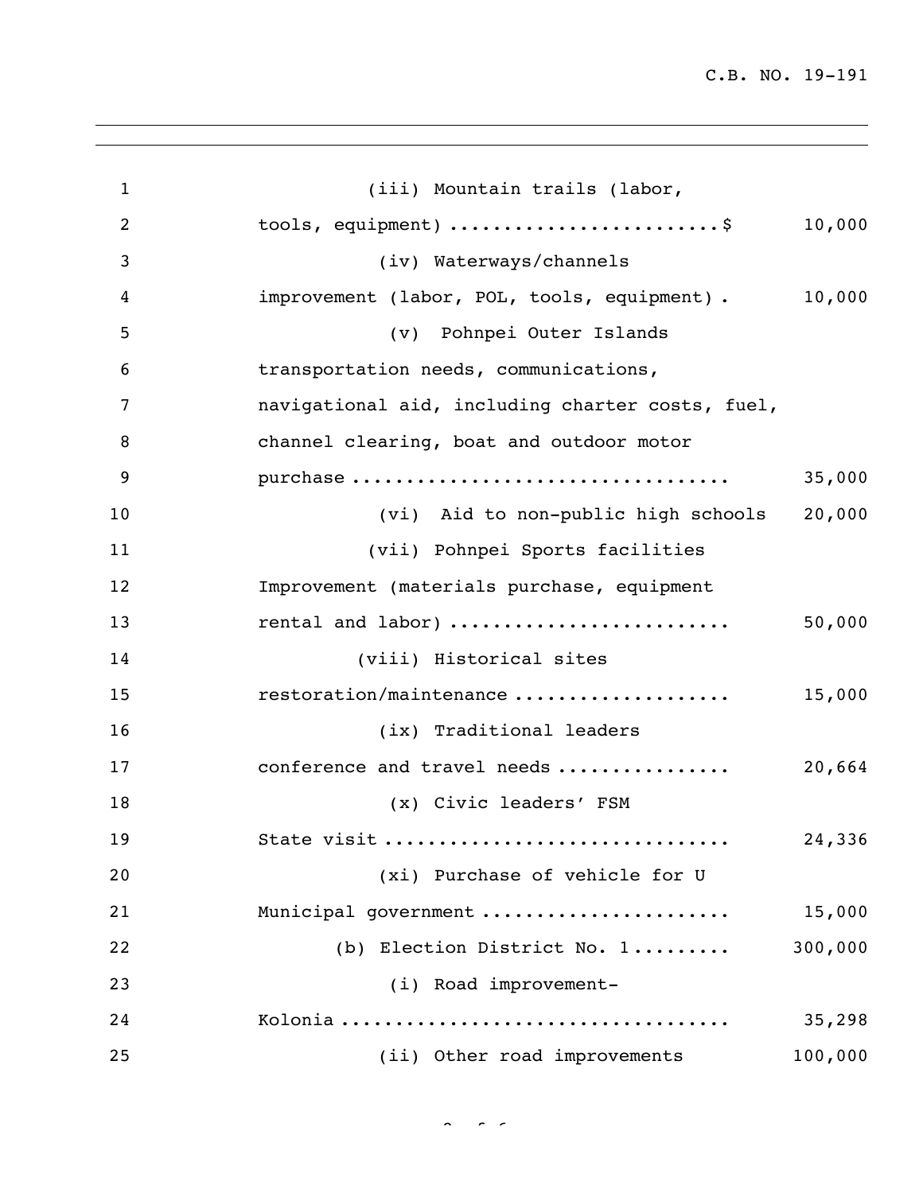(iii) Mountain trails (labor, tools, equipment) ........................$ 10,000

(iv) Waterways/channels improvement (labor, POL, tools, equipment) . 10,000

(v) Pohnpei Outer Islands transportation needs, communications, navigational aid, including charter costs, fuel, channel clearing, boat and outdoor motor purchase .................................. 35,000

(vi) Aid to non-public high schools 20,000

(vii) Pohnpei Sports facilities Improvement (materials purchase, equipment rental and labor) ......................... 50,000

(viii) Historical sites restoration/maintenance ................... 15,000

(ix) Traditional leaders conference and travel needs ................ 20,664

(x) Civic leaders' FSM State visit .............................. 24,336

(xi) Purchase of vehicle for U Municipal government ...................... 15,000

(b) Election District No. 1......... 300,000

(i) Road improvement- Kolonia .................................. 35,298

(ii) Other road improvements 100,000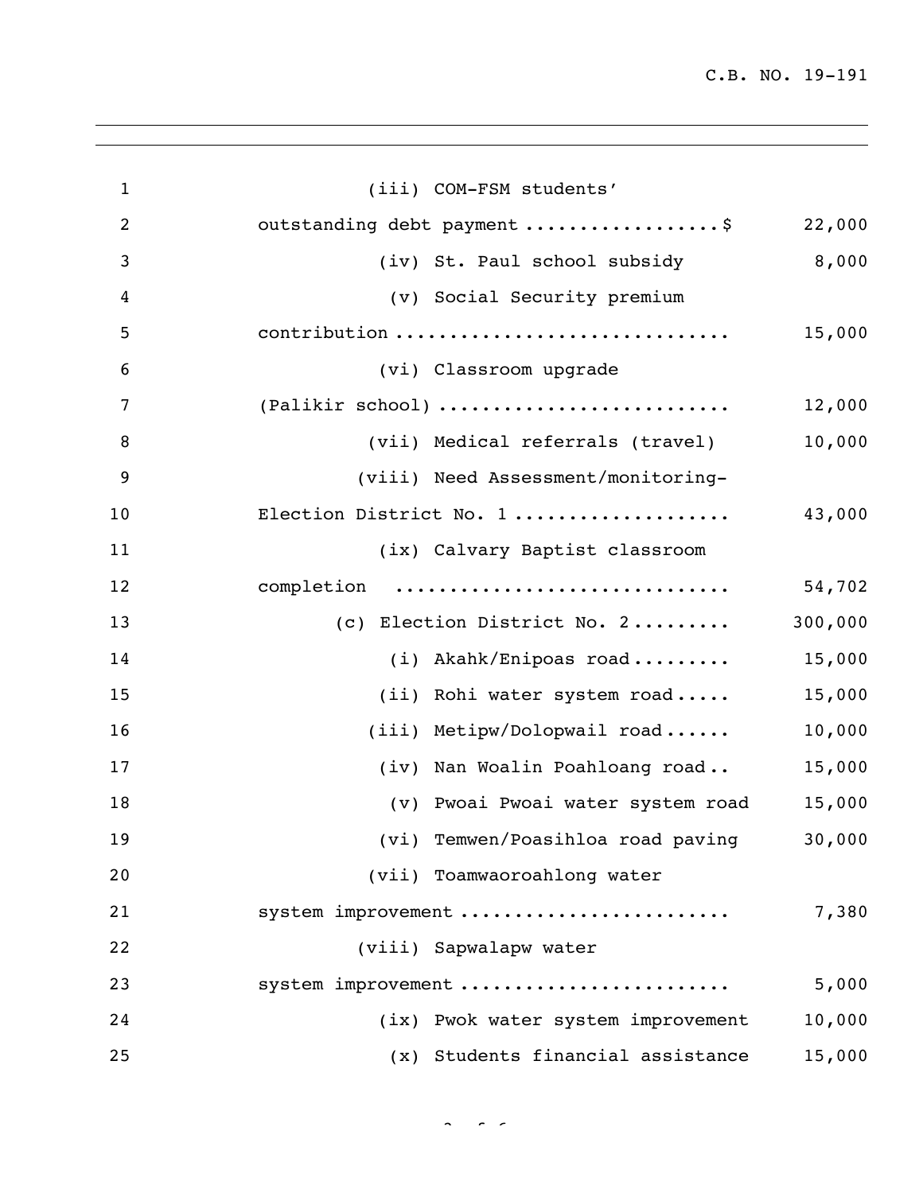(iii) COM-FSM students' outstanding debt payment ..................$ 22,000

(iv) St. Paul school subsidy 8,000

(v) Social Security premium contribution ............................... 15,000

(vi) Classroom upgrade (Palikir school) .......................... 12,000

(vii) Medical referrals (travel) 10,000

(viii) Need Assessment/monitoring-Election District No. 1 ................... 43,000

(ix) Calvary Baptist classroom completion .............................. 54,702

(c) Election District No. 2......... 300,000

(i) Akahk/Enipoas road......... 15,000

(ii) Rohi water system road..... 15,000

(iii) Metipw/Dolopwail road...... 10,000

(iv) Nan Woalin Poahloang road.. 15,000

(v) Pwoai Pwoai water system road 15,000

(vi) Temwen/Poasihloa road paving 30,000

(vii) Toamwaoroahlong water system improvement ........................ 7,380

(viii) Sapwalapw water system improvement ........................ 5,000

(ix) Pwok water system improvement 10,000

(x) Students financial assistance 15,000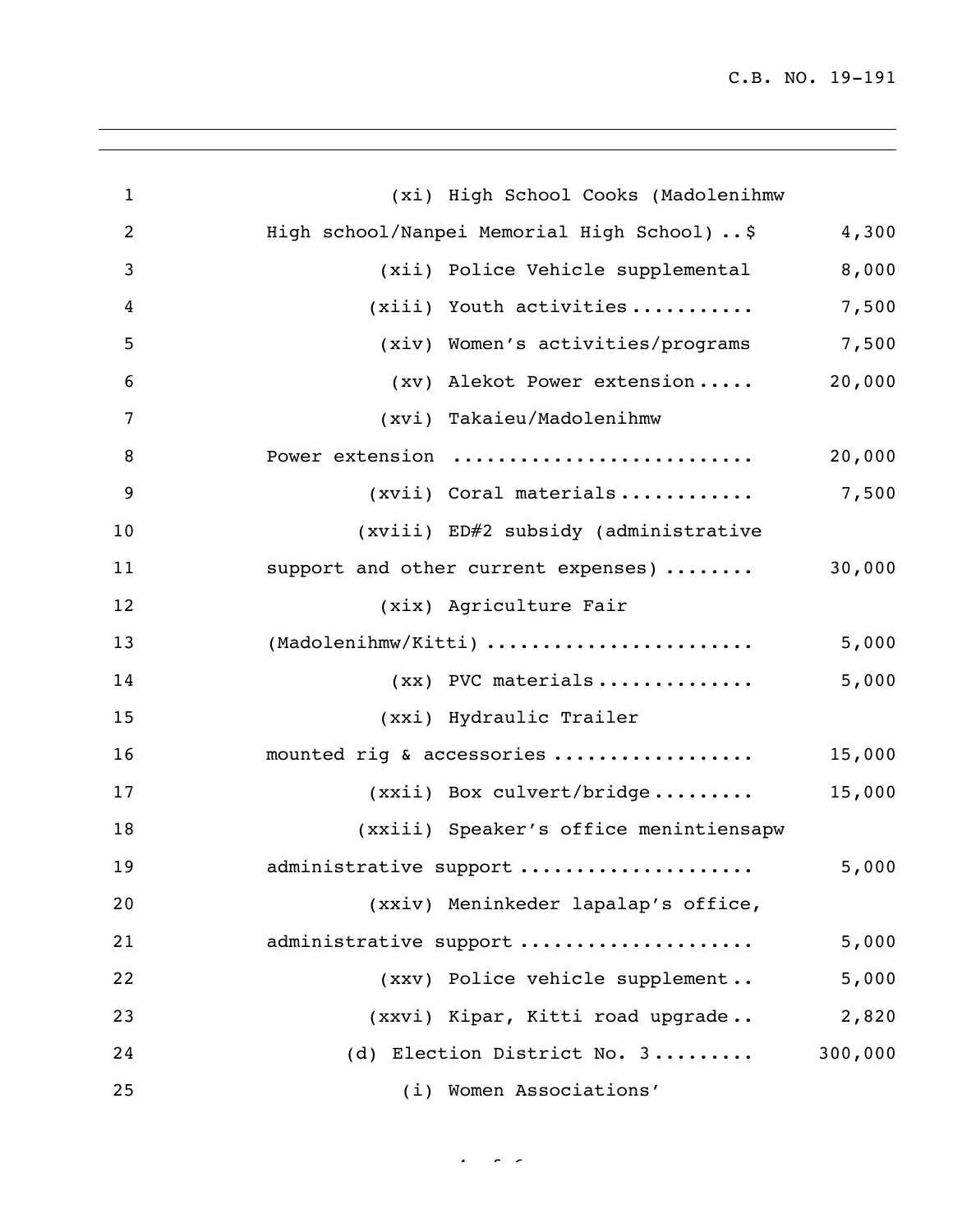(xi) High School Cooks (Madolenihmw High school/Nanpei Memorial High School) ..$ 4,300

(xii) Police Vehicle supplemental 8,000

(xiii) Youth activities........... 7,500

(xiv) Women's activities/programs 7,500

(xv) Alekot Power extension..... 20,000

(xvi) Takaieu/Madolenihmw Power extension .......................... 20,000

(xvii) Coral materials............ 7,500

(xviii) ED#2 subsidy (administrative support and other current expenses) ........ 30,000

(xix) Agriculture Fair (Madolenihmw/Kitti) ........................ 5,000

(xx) PVC materials.............. 5,000

(xxi) Hydraulic Trailer mounted rig & accessories .................. 15,000

(xxii) Box culvert/bridge......... 15,000

(xxiii) Speaker's office menintiensapw administrative support .................... 5,000

(xxiv) Meninkeder lapalap's office, administrative support .................... 5,000

(xxv) Police vehicle supplement.. 5,000

(xxvi) Kipar, Kitti road upgrade.. 2,820

(d) Election District No. 3......... 300,000

(i) Women Associations'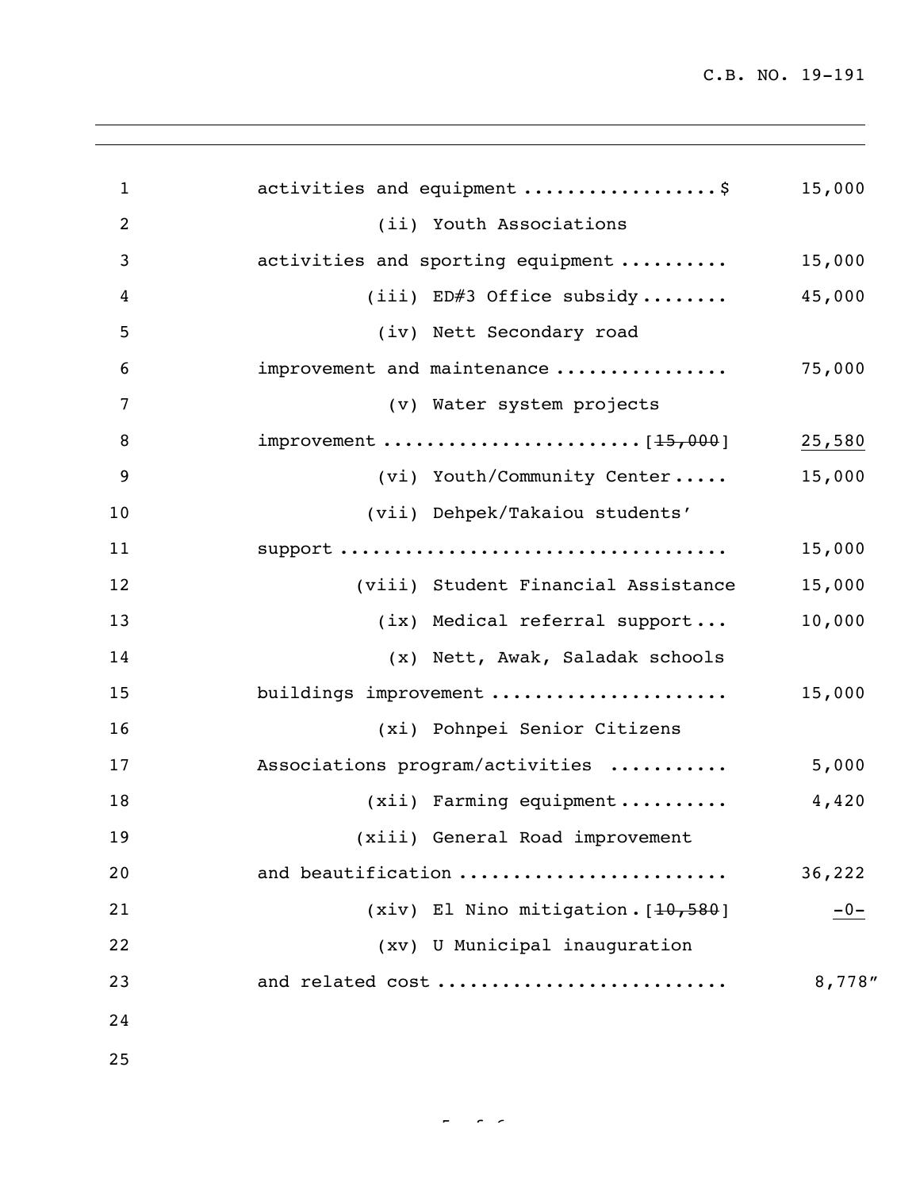activities and equipment ..................$ 15,000

(ii) Youth Associations activities and sporting equipment .......... 15,000

(iii) ED#3 Office subsidy ........ 45,000

(iv) Nett Secondary road improvement and maintenance ................ 75,000

(v) Water system projects improvement .......................[~~15,000~~] <u>25,580</u>

(vi) Youth/Community Center ..... 15,000

(vii) Dehpek/Takaiou students' support .................................. 15,000

(viii) Student Financial Assistance 15,000

(ix) Medical referral support ... 10,000

(x) Nett, Awak, Saladak schools buildings improvement ..................... 15,000

(xi) Pohnpei Senior Citizens Associations program/activities ........... 5,000

(xii) Farming equipment .......... 4,420

(xiii) General Road improvement and beautification ........................ 36,222

(xiv) El Nino mitigation .[~~10,580~~] <u>-0-</u>

(xv) U Municipal inauguration and related cost .......................... 8,778"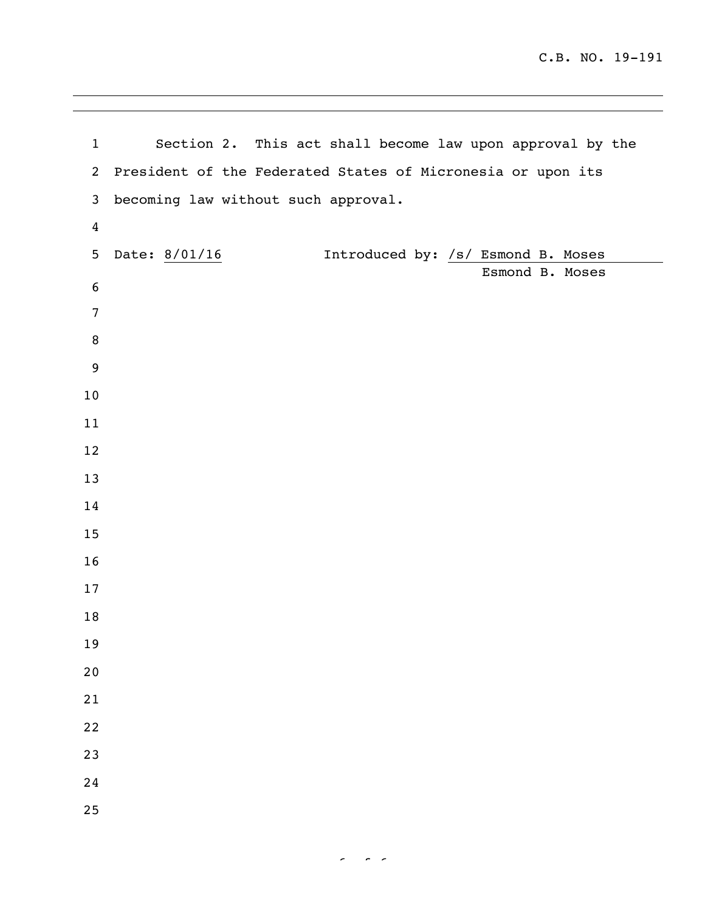Section 2. This act shall become law upon approval by the President of the Federated States of Micronesia or upon its becoming law without such approval.

Date: 8/01/16 Introduced by: /s/ Esmond B. Moses

Esmond B. Moses